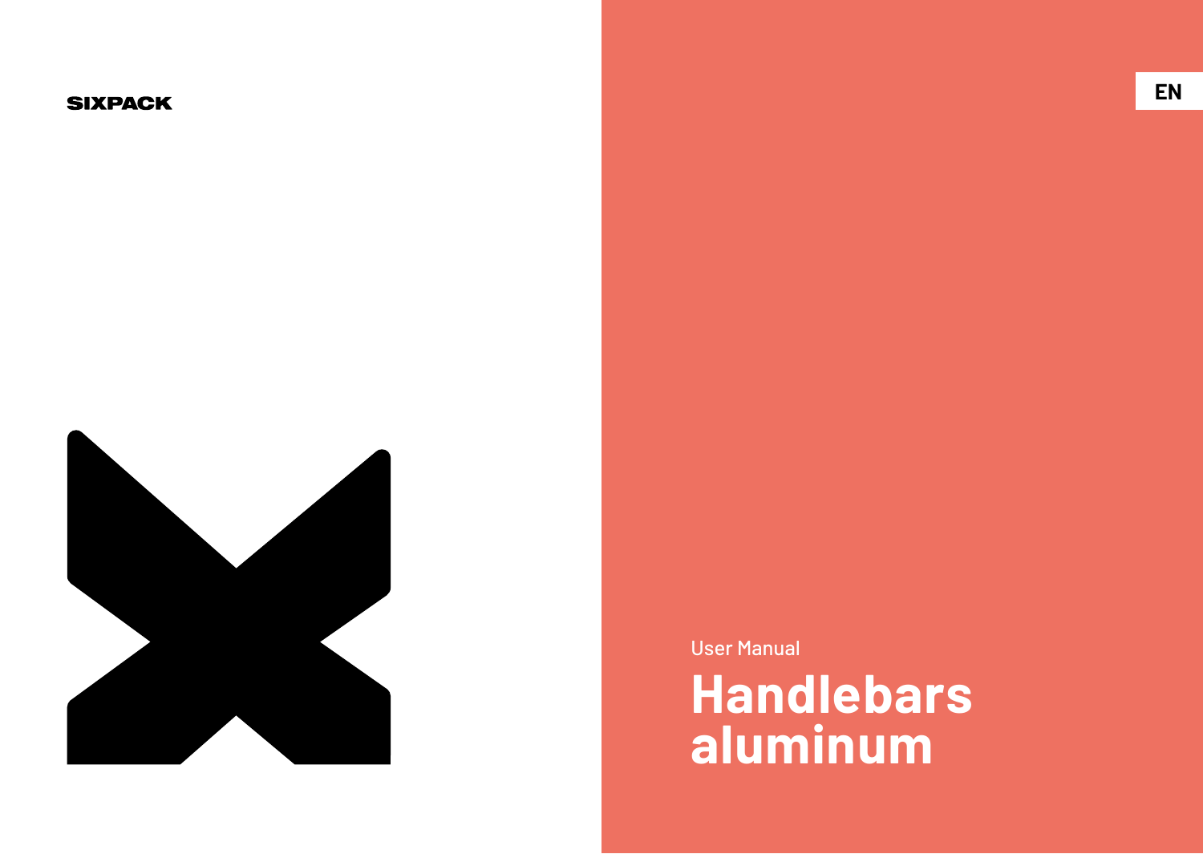SIXPACK

EN

User Manual

# Handlebars aluminum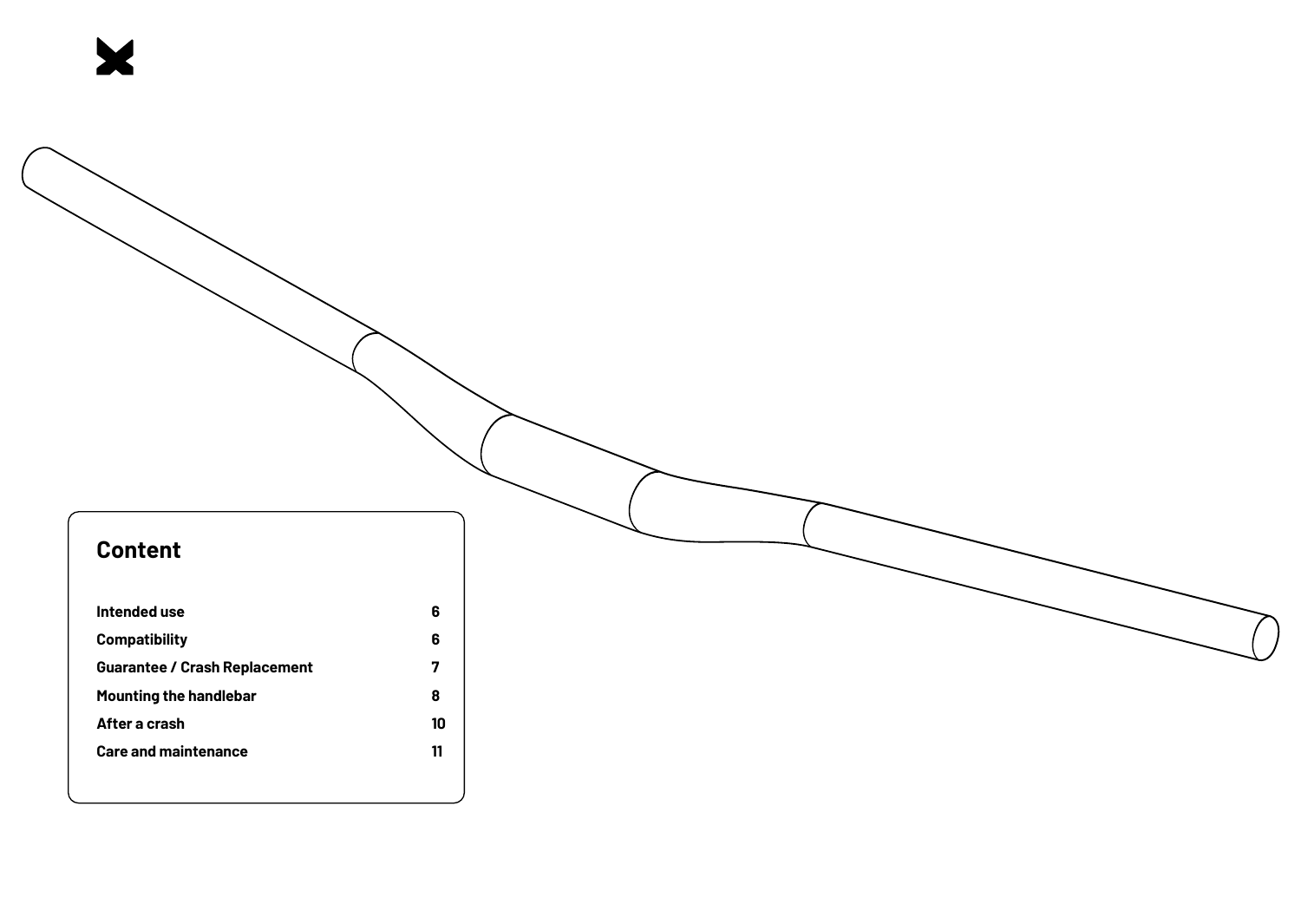## Content

| | |
|---|---|
| Intended use | 6 |
| Compatibility | 6 |
| Guarantee / Crash Replacement | 7 |
| Mounting the handlebar | 8 |
| After a crash | 10 |
| Care and maintenance | 11 |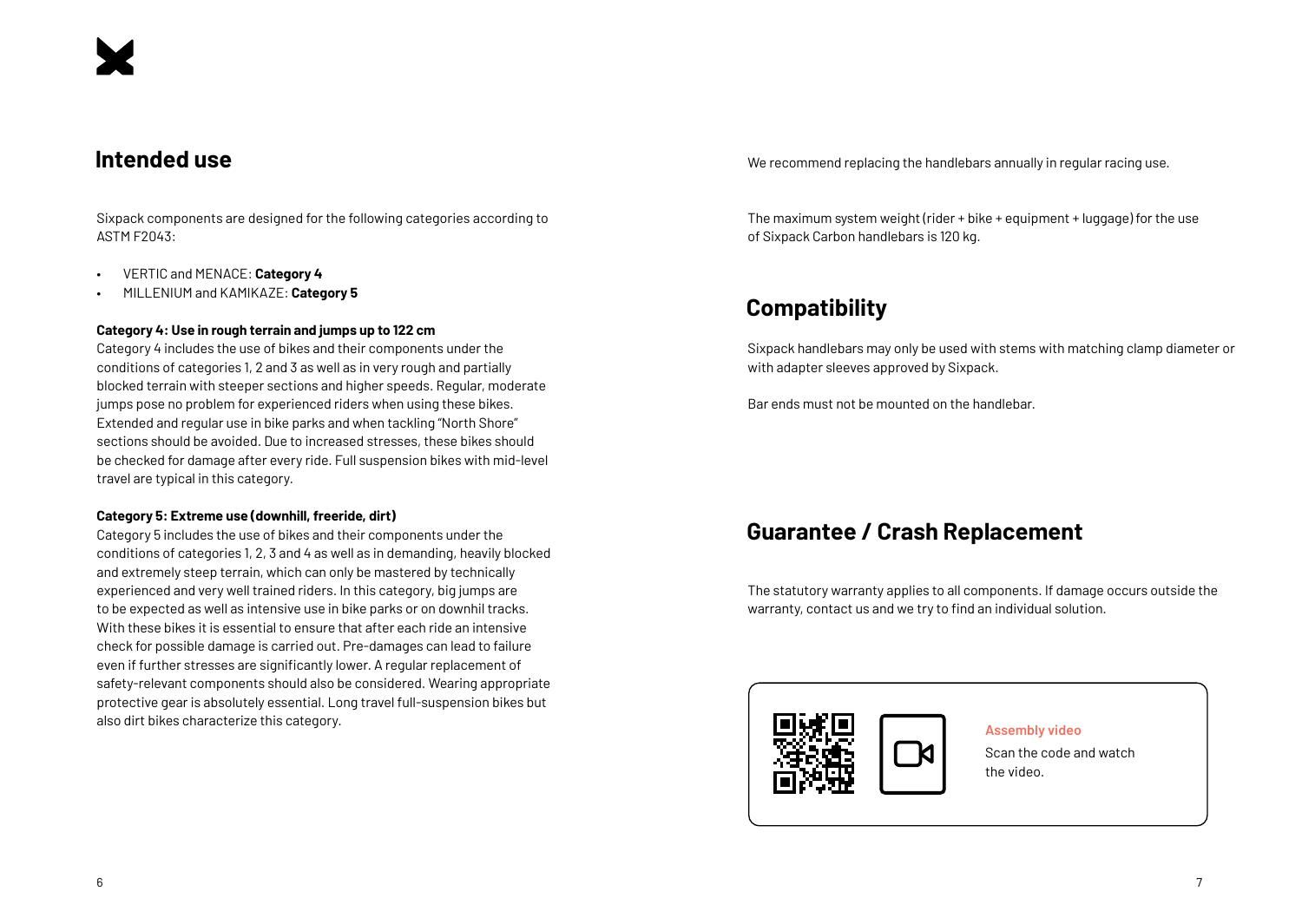## Intended use

Sixpack components are designed for the following categories according to ASTM F2043:

- VERTIC and MENACE: **Category 4**
- MILLENIUM and KAMIKAZE: **Category 5**

**Category 4: Use in rough terrain and jumps up to 122 cm**
Category 4 includes the use of bikes and their components under the conditions of categories 1, 2 and 3 as well as in very rough and partially blocked terrain with steeper sections and higher speeds. Regular, moderate jumps pose no problem for experienced riders when using these bikes. Extended and regular use in bike parks and when tackling "North Shore" sections should be avoided. Due to increased stresses, these bikes should be checked for damage after every ride. Full suspension bikes with mid-level travel are typical in this category.

**Category 5: Extreme use (downhill, freeride, dirt)**
Category 5 includes the use of bikes and their components under the conditions of categories 1, 2, 3 and 4 as well as in demanding, heavily blocked and extremely steep terrain, which can only be mastered by technically experienced and very well trained riders. In this category, big jumps are to be expected as well as intensive use in bike parks or on downhil tracks. With these bikes it is essential to ensure that after each ride an intensive check for possible damage is carried out. Pre-damages can lead to failure even if further stresses are significantly lower. A regular replacement of safety-relevant components should also be considered. Wearing appropriate protective gear is absolutely essential. Long travel full-suspension bikes but also dirt bikes characterize this category.

We recommend replacing the handlebars annually in regular racing use.

The maximum system weight (rider + bike + equipment + luggage) for the use of Sixpack Carbon handlebars is 120 kg.

## Compatibility

Sixpack handlebars may only be used with stems with matching clamp diameter or with adapter sleeves approved by Sixpack.

Bar ends must not be mounted on the handlebar.

## Guarantee / Crash Replacement

The statutory warranty applies to all components. If damage occurs outside the warranty, contact us and we try to find an individual solution.

**Assembly video**
Scan the code and watch the video.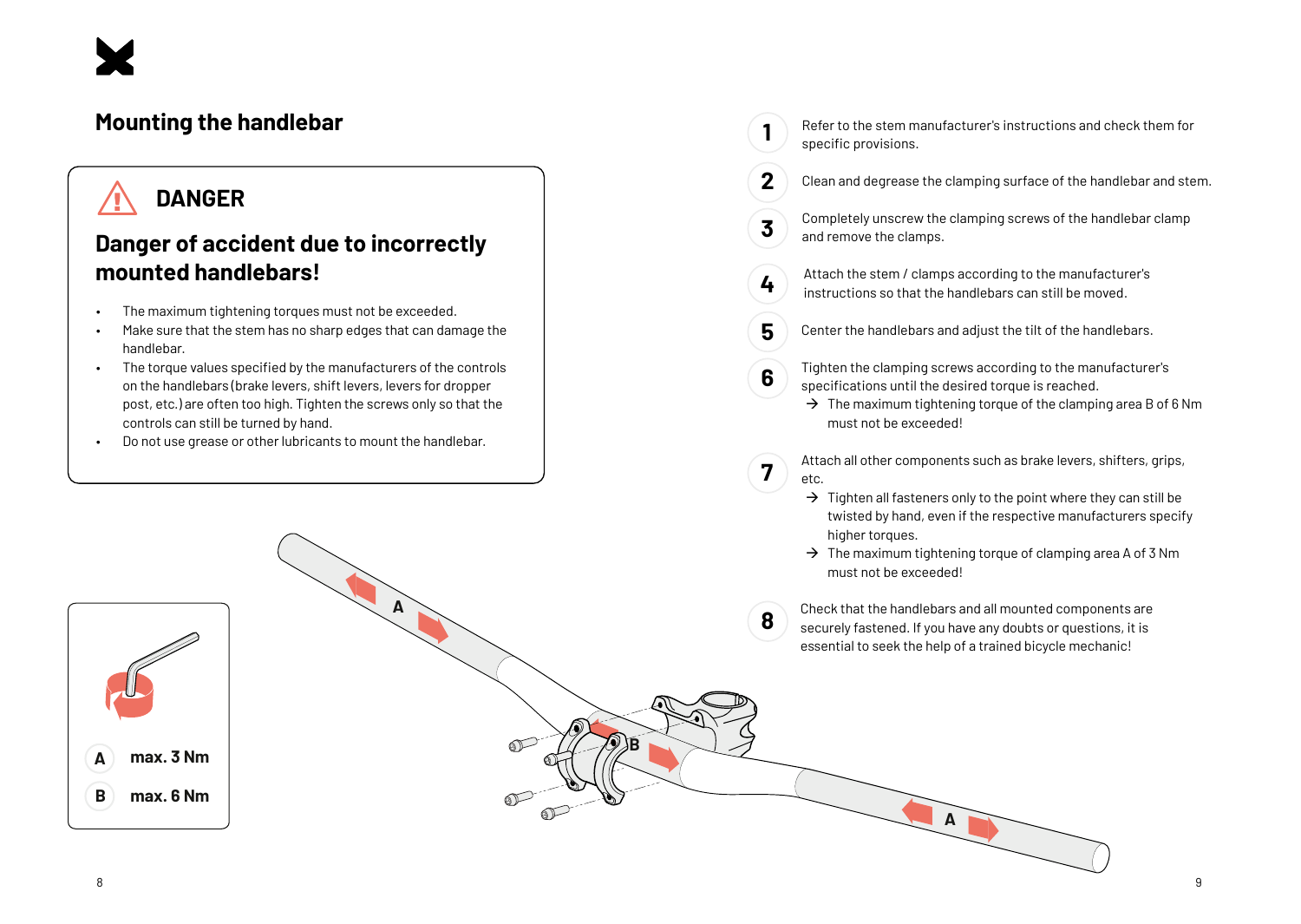## Mounting the handlebar

### ⚠ DANGER

### Danger of accident due to incorrectly mounted handlebars!

- The maximum tightening torques must not be exceeded.
- Make sure that the stem has no sharp edges that can damage the handlebar.
- The torque values specified by the manufacturers of the controls on the handlebars (brake levers, shift levers, levers for dropper post, etc.) are often too high. Tighten the screws only so that the controls can still be turned by hand.
- Do not use grease or other lubricants to mount the handlebar.

**A** **max. 3 Nm**

**B** **max. 6 Nm**

1. Refer to the stem manufacturer's instructions and check them for specific provisions.
2. Clean and degrease the clamping surface of the handlebar and stem.
3. Completely unscrew the clamping screws of the handlebar clamp and remove the clamps.
4. Attach the stem / clamps according to the manufacturer's instructions so that the handlebars can still be moved.
5. Center the handlebars and adjust the tilt of the handlebars.
6. Tighten the clamping screws according to the manufacturer's specifications until the desired torque is reached.
   → The maximum tightening torque of the clamping area B of 6 Nm must not be exceeded!
7. Attach all other components such as brake levers, shifters, grips, etc.
   → Tighten all fasteners only to the point where they can still be twisted by hand, even if the respective manufacturers specify higher torques.
   → The maximum tightening torque of clamping area A of 3 Nm must not be exceeded!
8. Check that the handlebars and all mounted components are securely fastened. If you have any doubts or questions, it is essential to seek the help of a trained bicycle mechanic!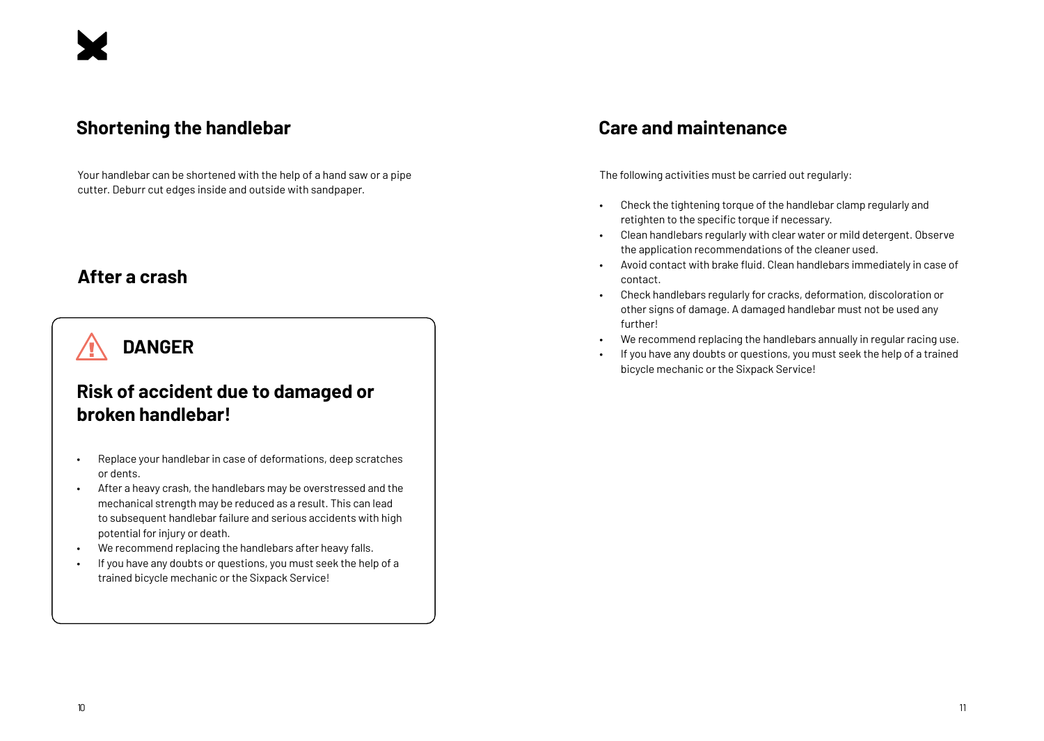## Shortening the handlebar

Your handlebar can be shortened with the help of a hand saw or a pipe cutter. Deburr cut edges inside and outside with sandpaper.

## After a crash

### DANGER

### Risk of accident due to damaged or broken handlebar!

- Replace your handlebar in case of deformations, deep scratches or dents.
- After a heavy crash, the handlebars may be overstressed and the mechanical strength may be reduced as a result. This can lead to subsequent handlebar failure and serious accidents with high potential for injury or death.
- We recommend replacing the handlebars after heavy falls.
- If you have any doubts or questions, you must seek the help of a trained bicycle mechanic or the Sixpack Service!

## Care and maintenance

The following activities must be carried out regularly:

- Check the tightening torque of the handlebar clamp regularly and retighten to the specific torque if necessary.
- Clean handlebars regularly with clear water or mild detergent. Observe the application recommendations of the cleaner used.
- Avoid contact with brake fluid. Clean handlebars immediately in case of contact.
- Check handlebars regularly for cracks, deformation, discoloration or other signs of damage. A damaged handlebar must not be used any further!
- We recommend replacing the handlebars annually in regular racing use.
- If you have any doubts or questions, you must seek the help of a trained bicycle mechanic or the Sixpack Service!